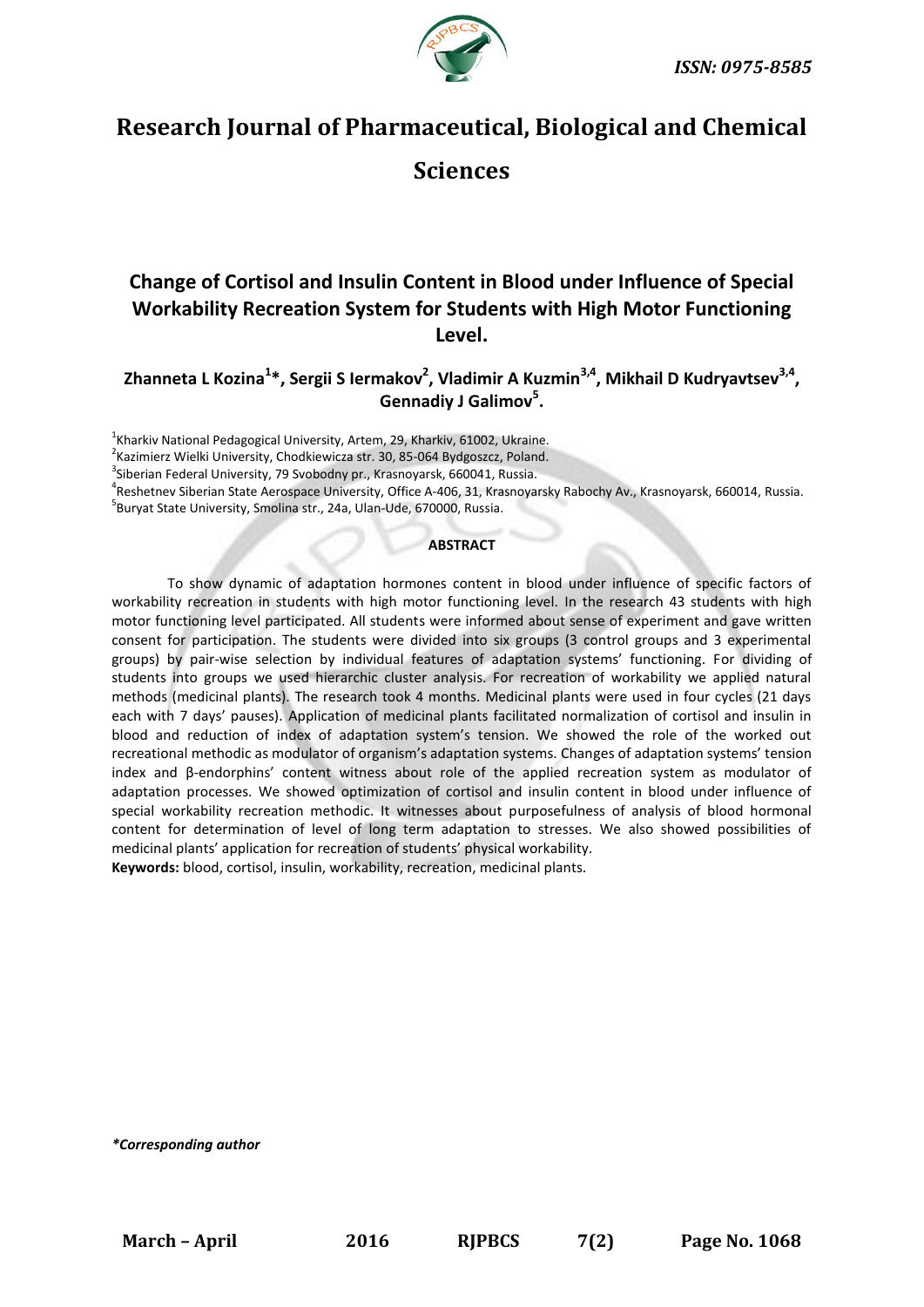ISSN: 0975-8585

# Research Journal of Pharmaceutical, Biological and Chemical Sciences

## Change of Cortisol and Insulin Content in Blood under Influence of Special Workability Recreation System for Students with High Motor Functioning Level.

**Zhanneta L Kozina[1]*, Sergii S Iermakov[2], Vladimir A Kuzmin[3,4], Mikhail D Kudryavtsev[3,4], Gennadiy J Galimov[5].**

[1]Kharkiv National Pedagogical University, Artem, 29, Kharkiv, 61002, Ukraine.
[2]Kazimierz Wielki University, Chodkiewicza str. 30, 85-064 Bydgoszcz, Poland.
[3]Siberian Federal University, 79 Svobodny pr., Krasnoyarsk, 660041, Russia.
[4]Reshetnev Siberian State Aerospace University, Office A-406, 31, Krasnoyarsky Rabochy Av., Krasnoyarsk, 660014, Russia.
[5]Buryat State University, Smolina str., 24a, Ulan-Ude, 670000, Russia.

**ABSTRACT**

To show dynamic of adaptation hormones content in blood under influence of specific factors of workability recreation in students with high motor functioning level. In the research 43 students with high motor functioning level participated. All students were informed about sense of experiment and gave written consent for participation. The students were divided into six groups (3 control groups and 3 experimental groups) by pair-wise selection by individual features of adaptation systems' functioning. For dividing of students into groups we used hierarchic cluster analysis. For recreation of workability we applied natural methods (medicinal plants). The research took 4 months. Medicinal plants were used in four cycles (21 days each with 7 days' pauses). Application of medicinal plants facilitated normalization of cortisol and insulin in blood and reduction of index of adaptation system's tension. We showed the role of the worked out recreational methodic as modulator of organism's adaptation systems. Changes of adaptation systems' tension index and β-endorphins' content witness about role of the applied recreation system as modulator of adaptation processes. We showed optimization of cortisol and insulin content in blood under influence of special workability recreation methodic. It witnesses about purposefulness of analysis of blood hormonal content for determination of level of long term adaptation to stresses. We also showed possibilities of medicinal plants' application for recreation of students' physical workability.

**Keywords:** blood, cortisol, insulin, workability, recreation, medicinal plants.

*\*Corresponding author*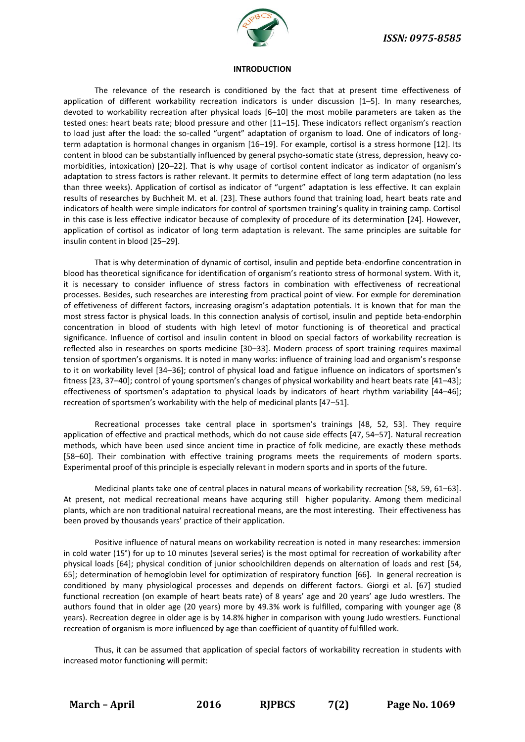## INTRODUCTION

The relevance of the research is conditioned by the fact that at present time effectiveness of application of different workability recreation indicators is under discussion [1–5]. In many researches, devoted to workability recreation after physical loads [6–10] the most mobile parameters are taken as the tested ones: heart beats rate; blood pressure and other [11–15]. These indicators reflect organism's reaction to load just after the load: the so-called "urgent" adaptation of organism to load. One of indicators of long-term adaptation is hormonal changes in organism [16–19]. For example, cortisol is a stress hormone [12]. Its content in blood can be substantially influenced by general psycho-somatic state (stress, depression, heavy co-morbidities, intoxication) [20–22]. That is why usage of cortisol content indicator as indicator of organism's adaptation to stress factors is rather relevant. It permits to determine effect of long term adaptation (no less than three weeks). Application of cortisol as indicator of "urgent" adaptation is less effective. It can explain results of researches by Buchheit M. et al. [23]. These authors found that training load, heart beats rate and indicators of health were simple indicators for control of sportsmen training's quality in training camp. Cortisol in this case is less effective indicator because of complexity of procedure of its determination [24]. However, application of cortisol as indicator of long term adaptation is relevant. The same principles are suitable for insulin content in blood [25–29].

That is why determination of dynamic of cortisol, insulin and peptide beta-endorfine concentration in blood has theoretical significance for identification of organism's reationto stress of hormonal system. With it, it is necessary to consider influence of stress factors in combination with effectiveness of recreational processes. Besides, such researches are interesting from practical point of view. For exmple for deremination of effetiveness of different factors, increasing oragism's adaptation potentials. It is known that for man the most stress factor is physical loads. In this connection analysis of cortisol, insulin and peptide beta-endorphin concentration in blood of students with high letevl of motor functioning is of theoretical and practical significance. Influence of cortisol and insulin content in blood on special factors of workability recreation is reflected also in researches on sports medicine [30–33]. Modern process of sport training requires maximal tension of sportmen's organisms. It is noted in many works: influence of training load and organism's response to it on workability level [34–36]; control of physical load and fatigue influence on indicators of sportsmen's fitness [23, 37–40]; control of young sportsmen's changes of physical workability and heart beats rate [41–43]; effectiveness of sportsmen's adaptation to physical loads by indicators of heart rhythm variability [44–46]; recreation of sportsmen's workability with the help of medicinal plants [47–51].

Recreational processes take central place in sportsmen's trainings [48, 52, 53]. They require application of effective and practical methods, which do not cause side effects [47, 54–57]. Natural recreation methods, which have been used since ancient time in practice of folk medicine, are exactly these methods [58–60]. Their combination with effective training programs meets the requirements of modern sports. Experimental proof of this principle is especially relevant in modern sports and in sports of the future.

Medicinal plants take one of central places in natural means of workability recreation [58, 59, 61–63]. At present, not medical recreational means have acquring still higher popularity. Among them medicinal plants, which are non traditional natuiral recreational means, are the most interesting. Their effectiveness has been proved by thousands years' practice of their application.

Positive influence of natural means on workability recreation is noted in many researches: immersion in cold water (15°) for up to 10 minutes (several series) is the most optimal for recreation of workability after physical loads [64]; physical condition of junior schoolchildren depends on alternation of loads and rest [54, 65]; determination of hemoglobin level for optimization of respiratory function [66]. In general recreation is conditioned by many physiological processes and depends on different factors. Giorgi et al. [67] studied functional recreation (on example of heart beats rate) of 8 years' age and 20 years' age Judo wrestlers. The authors found that in older age (20 years) more by 49.3% work is fulfilled, comparing with younger age (8 years). Recreation degree in older age is by 14.8% higher in comparison with young Judo wrestlers. Functional recreation of organism is more influenced by age than coefficient of quantity of fulfilled work.

Thus, it can be assumed that application of special factors of workability recreation in students with increased motor functioning will permit: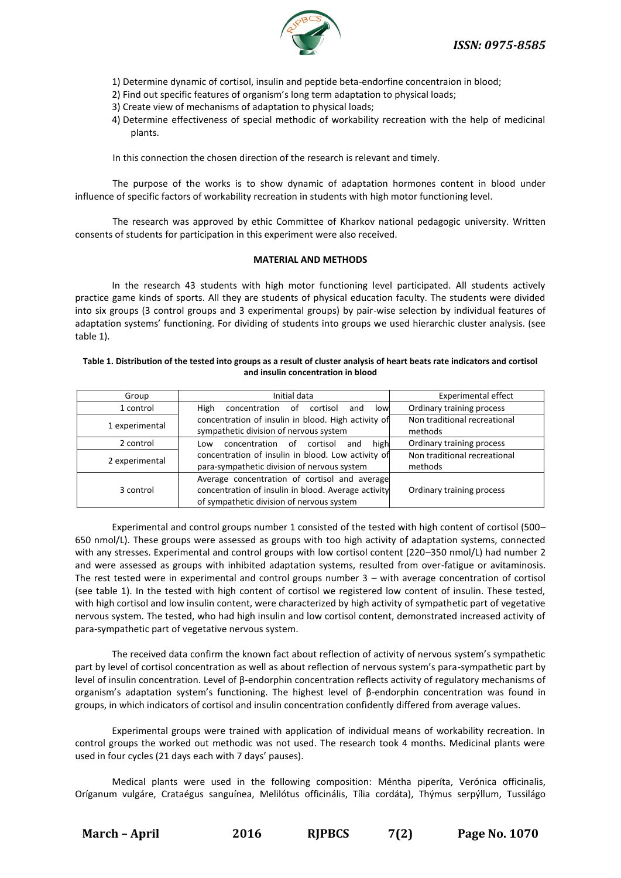1) Determine dynamic of cortisol, insulin and peptide beta-endorfine concentraion in blood;
2) Find out specific features of organism's long term adaptation to physical loads;
3) Create view of mechanisms of adaptation to physical loads;
4) Determine effectiveness of special methodic of workability recreation with the help of medicinal plants.

In this connection the chosen direction of the research is relevant and timely.

The purpose of the works is to show dynamic of adaptation hormones content in blood under influence of specific factors of workability recreation in students with high motor functioning level.

The research was approved by ethic Committee of Kharkov national pedagogic university. Written consents of students for participation in this experiment were also received.

## MATERIAL AND METHODS

In the research 43 students with high motor functioning level participated. All students actively practice game kinds of sports. All they are students of physical education faculty. The students were divided into six groups (3 control groups and 3 experimental groups) by pair-wise selection by individual features of adaptation systems' functioning. For dividing of students into groups we used hierarchic cluster analysis. (see table 1).

**Table 1. Distribution of the tested into groups as a result of cluster analysis of heart beats rate indicators and cortisol and insulin concentration in blood**

| Group | Initial data | Experimental effect |
|---|---|---|
| 1 control | High concentration of cortisol and low concentration of insulin in blood. High activity of sympathetic division of nervous system | Ordinary training process |
| 1 experimental | | Non traditional recreational methods |
| 2 control | Low concentration of cortisol and high concentration of insulin in blood. Low activity of para-sympathetic division of nervous system | Ordinary training process |
| 2 experimental | | Non traditional recreational methods |
| 3 control | Average concentration of cortisol and average concentration of insulin in blood. Average activity of sympathetic division of nervous system | Ordinary training process |

Experimental and control groups number 1 consisted of the tested with high content of cortisol (500–650 nmol/L). These groups were assessed as groups with too high activity of adaptation systems, connected with any stresses. Experimental and control groups with low cortisol content (220–350 nmol/L) had number 2 and were assessed as groups with inhibited adaptation systems, resulted from over-fatigue or avitaminosis. The rest tested were in experimental and control groups number 3 – with average concentration of cortisol (see table 1). In the tested with high content of cortisol we registered low content of insulin. These tested, with high cortisol and low insulin content, were characterized by high activity of sympathetic part of vegetative nervous system. The tested, who had high insulin and low cortisol content, demonstrated increased activity of para-sympathetic part of vegetative nervous system.

The received data confirm the known fact about reflection of activity of nervous system's sympathetic part by level of cortisol concentration as well as about reflection of nervous system's para-sympathetic part by level of insulin concentration. Level of β-endorphin concentration reflects activity of regulatory mechanisms of organism's adaptation system's functioning. The highest level of β-endorphin concentration was found in groups, in which indicators of cortisol and insulin concentration confidently differed from average values.

Experimental groups were trained with application of individual means of workability recreation. In control groups the worked out methodic was not used. The research took 4 months. Medicinal plants were used in four cycles (21 days each with 7 days' pauses).

Medical plants were used in the following composition: Méntha piperíta, Verónica officinalis, Oríganum vulgáre, Crataégus sanguínea, Melilótus officinális, Tília cordáta), Thýmus serpýllum, Tussilágo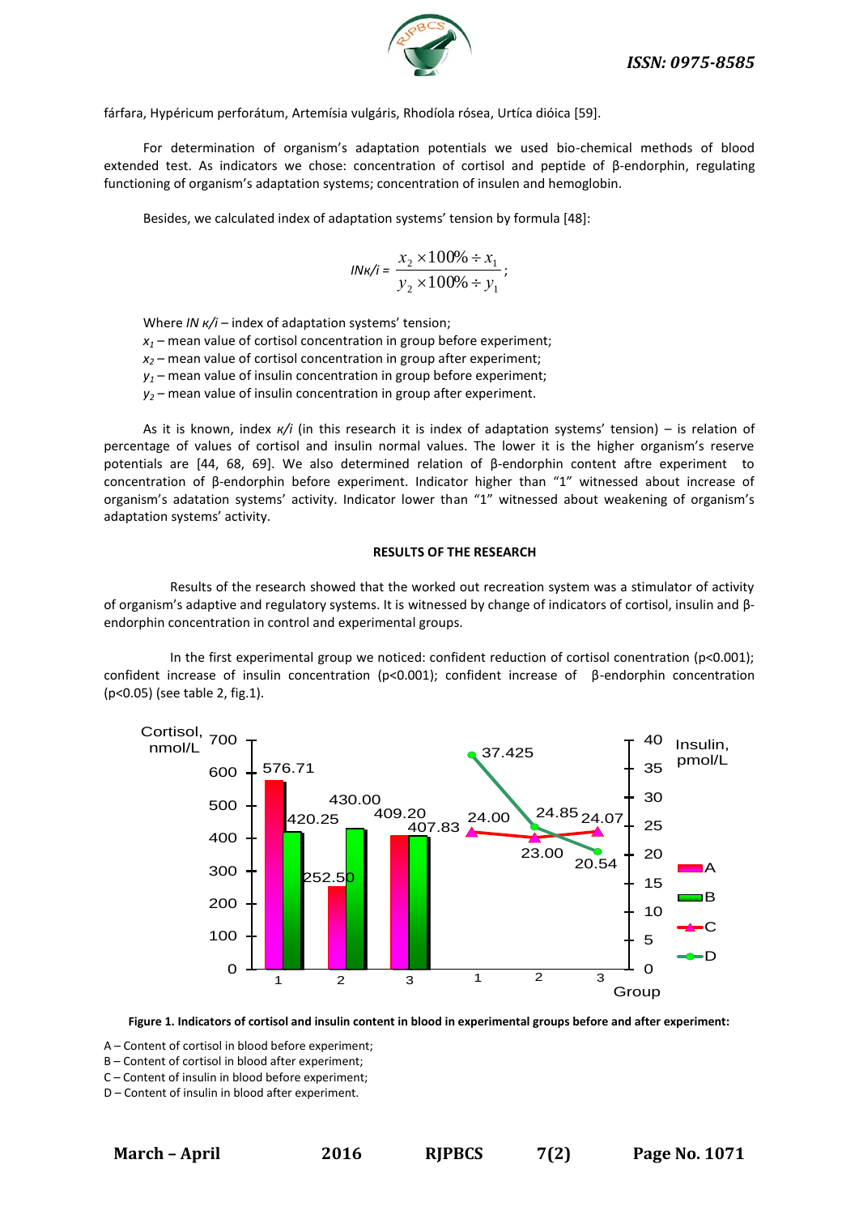fárfara, Hypéricum perforátum, Artemísia vulgáris, Rhodíola rósea, Urtíca dióica [59].

For determination of organism's adaptation potentials we used bio-chemical methods of blood extended test. As indicators we chose: concentration of cortisol and peptide of β-endorphin, regulating functioning of organism's adaptation systems; concentration of insulen and hemoglobin.

Besides, we calculated index of adaptation systems' tension by formula [48]:

$$IN\kappa/i = \frac{x_2 \times 100\% \div x_1}{y_2 \times 100\% \div y_1};$$

Where *IN κ/i* – index of adaptation systems' tension;
$x_1$ – mean value of cortisol concentration in group before experiment;
$x_2$ – mean value of cortisol concentration in group after experiment;
$y_1$ – mean value of insulin concentration in group before experiment;
$y_2$ – mean value of insulin concentration in group after experiment.

As it is known, index *κ/i* (in this research it is index of adaptation systems' tension) – is relation of percentage of values of cortisol and insulin normal values. The lower it is the higher organism's reserve potentials are [44, 68, 69]. We also determined relation of β-endorphin content aftre experiment to concentration of β-endorphin before experiment. Indicator higher than "1" witnessed about increase of organism's adatation systems' activity. Indicator lower than "1" witnessed about weakening of organism's adaptation systems' activity.

**RESULTS OF THE RESEARCH**

Results of the research showed that the worked out recreation system was a stimulator of activity of organism's adaptive and regulatory systems. It is witnessed by change of indicators of cortisol, insulin and β-endorphin concentration in control and experimental groups.

In the first experimental group we noticed: confident reduction of cortisol conentration ($p<0.001$); confident increase of insulin concentration ($p<0.001$); confident increase of β-endorphin concentration ($p<0.05$) (see table 2, fig.1).

**Figure 1. Indicators of cortisol and insulin content in blood in experimental groups before and after experiment:**

A – Content of cortisol in blood before experiment;
B – Content of cortisol in blood after experiment;
C – Content of insulin in blood before experiment;
D – Content of insulin in blood after experiment.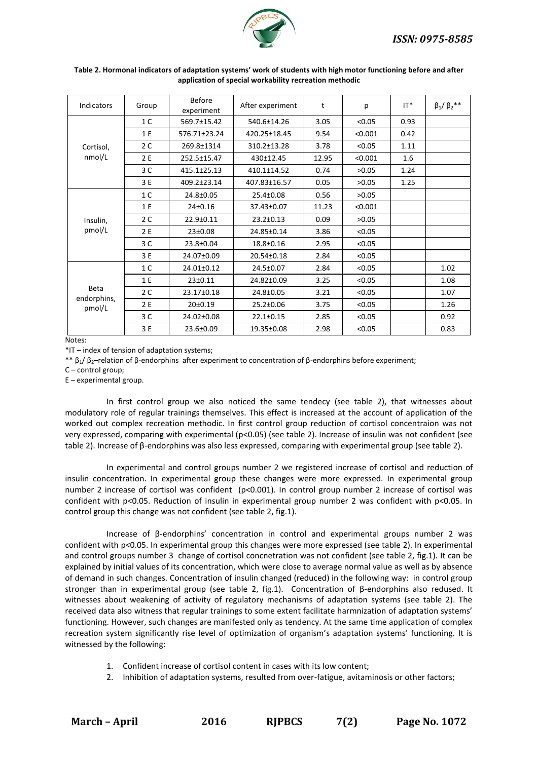**Table 2. Hormonal indicators of adaptation systems' work of students with high motor functioning before and after application of special workability recreation methodic**

| Indicators | Group | Before experiment | After experiment | t | p | IT* | $\beta_1/\beta_2$** |
|---|---|---|---|---|---|---|---|
| Cortisol, nmol/L | 1 C | 569.7±15.42 | 540.6±14.26 | 3.05 | <0.05 | 0.93 | |
| | 1 E | 576.71±23.24 | 420.25±18.45 | 9.54 | <0.001 | 0.42 | |
| | 2 C | 269.8±1314 | 310.2±13.28 | 3.78 | <0.05 | 1.11 | |
| | 2 E | 252.5±15.47 | 430±12.45 | 12.95 | <0.001 | 1.6 | |
| | 3 C | 415.1±25.13 | 410.1±14.52 | 0.74 | >0.05 | 1.24 | |
| | 3 E | 409.2±23.14 | 407.83±16.57 | 0.05 | >0.05 | 1.25 | |
| Insulin, pmol/L | 1 C | 24.8±0.05 | 25.4±0.08 | 0.56 | >0.05 | | |
| | 1 E | 24±0.16 | 37.43±0.07 | 11.23 | <0.001 | | |
| | 2 C | 22.9±0.11 | 23.2±0.13 | 0.09 | >0.05 | | |
| | 2 E | 23±0.08 | 24.85±0.14 | 3.86 | <0.05 | | |
| | 3 C | 23.8±0.04 | 18.8±0.16 | 2.95 | <0.05 | | |
| | 3 E | 24.07±0.09 | 20.54±0.18 | 2.84 | <0.05 | | |
| Beta endorphins, pmol/L | 1 C | 24.01±0.12 | 24.5±0.07 | 2.84 | <0.05 | | 1.02 |
| | 1 E | 23±0.11 | 24.82±0.09 | 3.25 | <0.05 | | 1.08 |
| | 2 C | 23.17±0.18 | 24.8±0.05 | 3.21 | <0.05 | | 1.07 |
| | 2 E | 20±0.19 | 25.2±0.06 | 3.75 | <0.05 | | 1.26 |
| | 3 C | 24.02±0.08 | 22.1±0.15 | 2.85 | <0.05 | | 0.92 |
| | 3 E | 23.6±0.09 | 19.35±0.08 | 2.98 | <0.05 | | 0.83 |

Notes:

*IT – index of tension of adaptation systems;

** $\beta_1/\beta_2$–relation of β-endorphins after experiment to concentration of β-endorphins before experiment;

C – control group;

E – experimental group.

In first control group we also noticed the same tendecy (see table 2), that witnesses about modulatory role of regular trainings themselves. This effect is increased at the account of application of the worked out complex recreation methodic. In first control group reduction of cortisol concentraion was not very expressed, comparing with experimental ($p<0.05$) (see table 2). Increase of insulin was not confident (see table 2). Increase of β-endorphins was also less expressed, comparing with experimental group (see table 2).

In experimental and control groups number 2 we registered increase of cortisol and reduction of insulin concentration. In experimental group these changes were more expressed. In experimental group number 2 increase of cortisol was confident ($p<0.001$). In control group number 2 increase of cortisol was confident with $p<0.05$. Reduction of insulin in experimental group number 2 was confident with $p<0.05$. In control group this change was not confident (see table 2, fig.1).

Increase of β-endorphins' concentration in control and experimental groups number 2 was confident with $p<0.05$. In experimental group this changes were more expressed (see table 2). In experimental and control groups number 3 change of cortisol concnetration was not confident (see table 2, fig.1). It can be explained by initial values of its concentration, which were close to average normal value as well as by absence of demand in such changes. Concentration of insulin changed (reduced) in the following way: in control group stronger than in experimental group (see table 2, fig.1). Concentration of β-endorphins also redused. It witnesses about weakening of activity of regulatory mechanisms of adaptation systems (see table 2). The received data also witness that regular trainings to some extent facilitate harmnization of adaptation systems' functioning. However, such changes are manifested only as tendency. At the same time application of complex recreation system significantly rise level of optimization of organism's adaptation systems' functioning. It is witnessed by the following:

1. Confident increase of cortisol content in cases with its low content;
2. Inhibition of adaptation systems, resulted from over-fatigue, avitaminosis or other factors;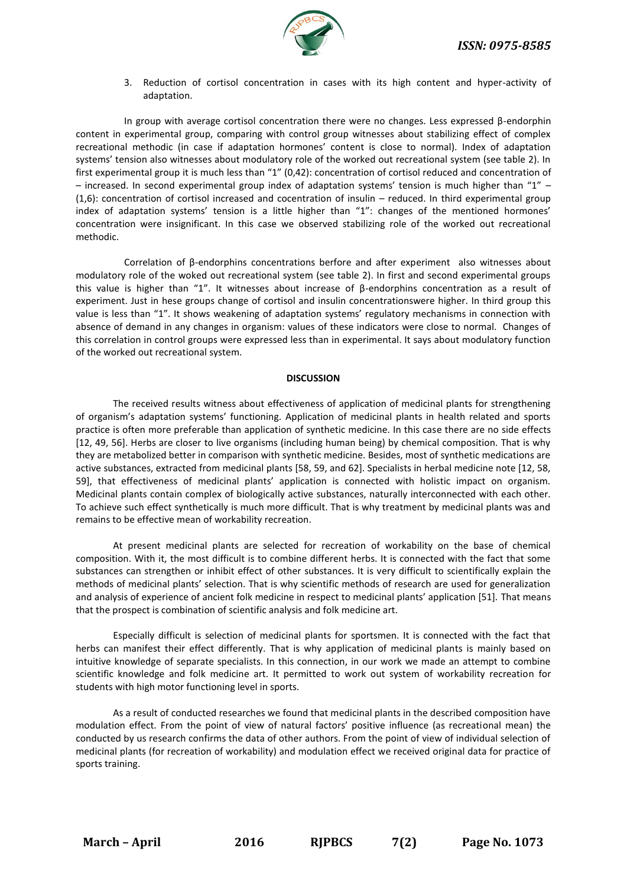3. Reduction of cortisol concentration in cases with its high content and hyper-activity of adaptation.

In group with average cortisol concentration there were no changes. Less expressed β-endorphin content in experimental group, comparing with control group witnesses about stabilizing effect of complex recreational methodic (in case if adaptation hormones' content is close to normal). Index of adaptation systems' tension also witnesses about modulatory role of the worked out recreational system (see table 2). In first experimental group it is much less than "1" (0,42): concentration of cortisol reduced and concentration of – increased. In second experimental group index of adaptation systems' tension is much higher than "1" – (1,6): concentration of cortisol increased and cocentration of insulin – reduced. In third experimental group index of adaptation systems' tension is a little higher than "1": changes of the mentioned hormones' concentration were insignificant. In this case we observed stabilizing role of the worked out recreational methodic.

Correlation of β-endorphins concentrations berfore and after experiment also witnesses about modulatory role of the woked out recreational system (see table 2). In first and second experimental groups this value is higher than "1". It witnesses about increase of β-endorphins concentration as a result of experiment. Just in hese groups change of cortisol and insulin concentrationswere higher. In third group this value is less than "1". It shows weakening of adaptation systems' regulatory mechanisms in connection with absence of demand in any changes in organism: values of these indicators were close to normal. Changes of this correlation in control groups were expressed less than in experimental. It says about modulatory function of the worked out recreational system.

## DISCUSSION

The received results witness about effectiveness of application of medicinal plants for strengthening of organism's adaptation systems' functioning. Application of medicinal plants in health related and sports practice is often more preferable than application of synthetic medicine. In this case there are no side effects [12, 49, 56]. Herbs are closer to live organisms (including human being) by chemical composition. That is why they are metabolized better in comparison with synthetic medicine. Besides, most of synthetic medications are active substances, extracted from medicinal plants [58, 59, and 62]. Specialists in herbal medicine note [12, 58, 59], that effectiveness of medicinal plants' application is connected with holistic impact on organism. Medicinal plants contain complex of biologically active substances, naturally interconnected with each other. To achieve such effect synthetically is much more difficult. That is why treatment by medicinal plants was and remains to be effective mean of workability recreation.

At present medicinal plants are selected for recreation of workability on the base of chemical composition. With it, the most difficult is to combine different herbs. It is connected with the fact that some substances can strengthen or inhibit effect of other substances. It is very difficult to scientifically explain the methods of medicinal plants' selection. That is why scientific methods of research are used for generalization and analysis of experience of ancient folk medicine in respect to medicinal plants' application [51]. That means that the prospect is combination of scientific analysis and folk medicine art.

Especially difficult is selection of medicinal plants for sportsmen. It is connected with the fact that herbs can manifest their effect differently. That is why application of medicinal plants is mainly based on intuitive knowledge of separate specialists. In this connection, in our work we made an attempt to combine scientific knowledge and folk medicine art. It permitted to work out system of workability recreation for students with high motor functioning level in sports.

As a result of conducted researches we found that medicinal plants in the described composition have modulation effect. From the point of view of natural factors' positive influence (as recreational mean) the conducted by us research confirms the data of other authors. From the point of view of individual selection of medicinal plants (for recreation of workability) and modulation effect we received original data for practice of sports training.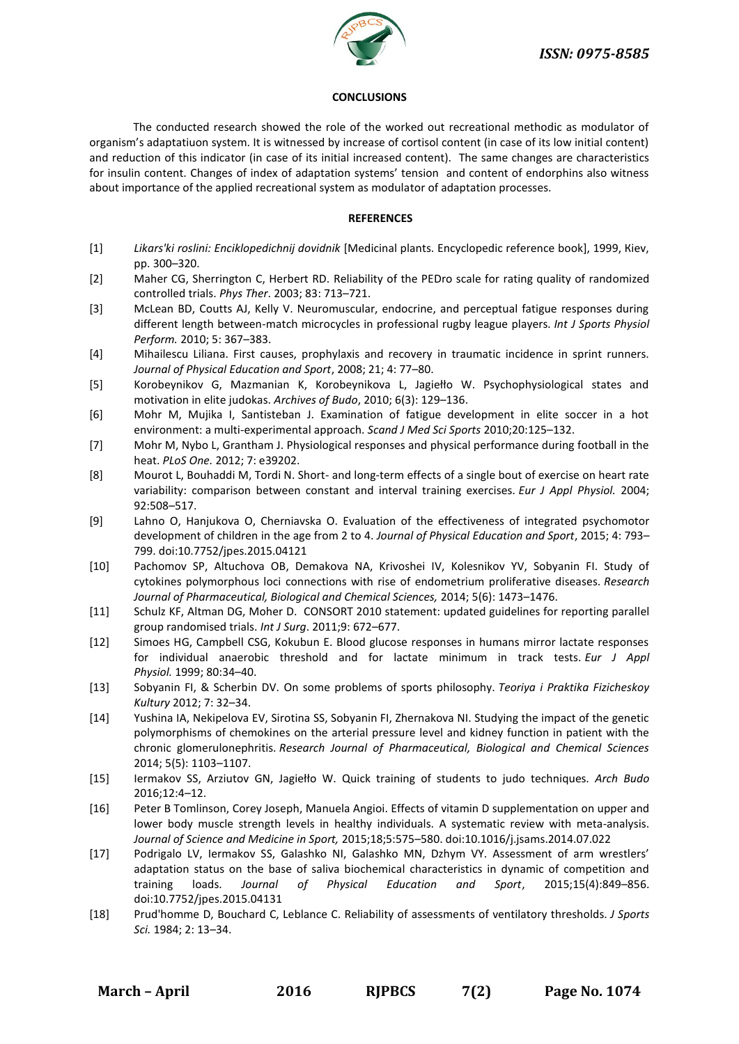## CONCLUSIONS

The conducted research showed the role of the worked out recreational methodic as modulator of organism's adaptatiuon system. It is witnessed by increase of cortisol content (in case of its low initial content) and reduction of this indicator (in case of its initial increased content). The same changes are characteristics for insulin content. Changes of index of adaptation systems' tension and content of endorphins also witness about importance of the applied recreational system as modulator of adaptation processes.

## REFERENCES

[1] *Likars'ki roslini: Enciklopedichnij dovidnik* [Medicinal plants. Encyclopedic reference book], 1999, Kiev, pp. 300–320.

[2] Maher CG, Sherrington C, Herbert RD. Reliability of the PEDro scale for rating quality of randomized controlled trials. *Phys Ther*. 2003; 83: 713–721.

[3] McLean BD, Coutts AJ, Kelly V. Neuromuscular, endocrine, and perceptual fatigue responses during different length between-match microcycles in professional rugby league players. *Int J Sports Physiol Perform.* 2010; 5: 367–383.

[4] Mihailescu Liliana. First causes, prophylaxis and recovery in traumatic incidence in sprint runners. *Journal of Physical Education and Sport*, 2008; 21; 4: 77–80.

[5] Korobeynikov G, Mazmanian K, Korobeynikova L, Jagiełło W. Psychophysiological states and motivation in elite judokas. *Archives of Budo*, 2010; 6(3): 129–136.

[6] Mohr M, Mujika I, Santisteban J. Examination of fatigue development in elite soccer in a hot environment: a multi-experimental approach. *Scand J Med Sci Sports* 2010;20:125–132.

[7] Mohr M, Nybo L, Grantham J. Physiological responses and physical performance during football in the heat. *PLoS One.* 2012; 7: e39202.

[8] Mourot L, Bouhaddi M, Tordi N. Short- and long-term effects of a single bout of exercise on heart rate variability: comparison between constant and interval training exercises. *Eur J Appl Physiol.* 2004; 92:508–517.

[9] Lahno O, Hanjukova O, Cherniavska O. Evaluation of the effectiveness of integrated psychomotor development of children in the age from 2 to 4. *Journal of Physical Education and Sport*, 2015; 4: 793–799. doi:10.7752/jpes.2015.04121

[10] Pachomov SP, Altuchova OB, Demakova NA, Krivoshei IV, Kolesnikov YV, Sobyanin FI. Study of cytokines polymorphous loci connections with rise of endometrium proliferative diseases. *Research Journal of Pharmaceutical, Biological and Chemical Sciences,* 2014; 5(6): 1473–1476.

[11] Schulz KF, Altman DG, Moher D. CONSORT 2010 statement: updated guidelines for reporting parallel group randomised trials. *Int J Surg*. 2011;9: 672–677.

[12] Simoes HG, Campbell CSG, Kokubun E. Blood glucose responses in humans mirror lactate responses for individual anaerobic threshold and for lactate minimum in track tests. *Eur J Appl Physiol.* 1999; 80:34–40.

[13] Sobyanin FI, & Scherbin DV. On some problems of sports philosophy. *Teoriya i Praktika Fizicheskoy Kultury* 2012; 7: 32–34.

[14] Yushina IA, Nekipelova EV, Sirotina SS, Sobyanin FI, Zhernakova NI. Studying the impact of the genetic polymorphisms of chemokines on the arterial pressure level and kidney function in patient with the chronic glomerulonephritis. *Research Journal of Pharmaceutical, Biological and Chemical Sciences* 2014; 5(5): 1103–1107.

[15] Iermakov SS, Arziutov GN, Jagiełło W. Quick training of students to judo techniques. *Arch Budo* 2016;12:4–12.

[16] Peter B Tomlinson, Corey Joseph, Manuela Angioi. Effects of vitamin D supplementation on upper and lower body muscle strength levels in healthy individuals. A systematic review with meta-analysis. *Journal of Science and Medicine in Sport,* 2015;18;5:575–580. doi:10.1016/j.jsams.2014.07.022

[17] Podrigalo LV, Iermakov SS, Galashko NI, Galashko MN, Dzhym VY. Assessment of arm wrestlers' adaptation status on the base of saliva biochemical characteristics in dynamic of competition and training loads. *Journal of Physical Education and Sport*, 2015;15(4):849–856. doi:10.7752/jpes.2015.04131

[18] Prud'homme D, Bouchard C, Leblance C. Reliability of assessments of ventilatory thresholds. *J Sports Sci.* 1984; 2: 13–34.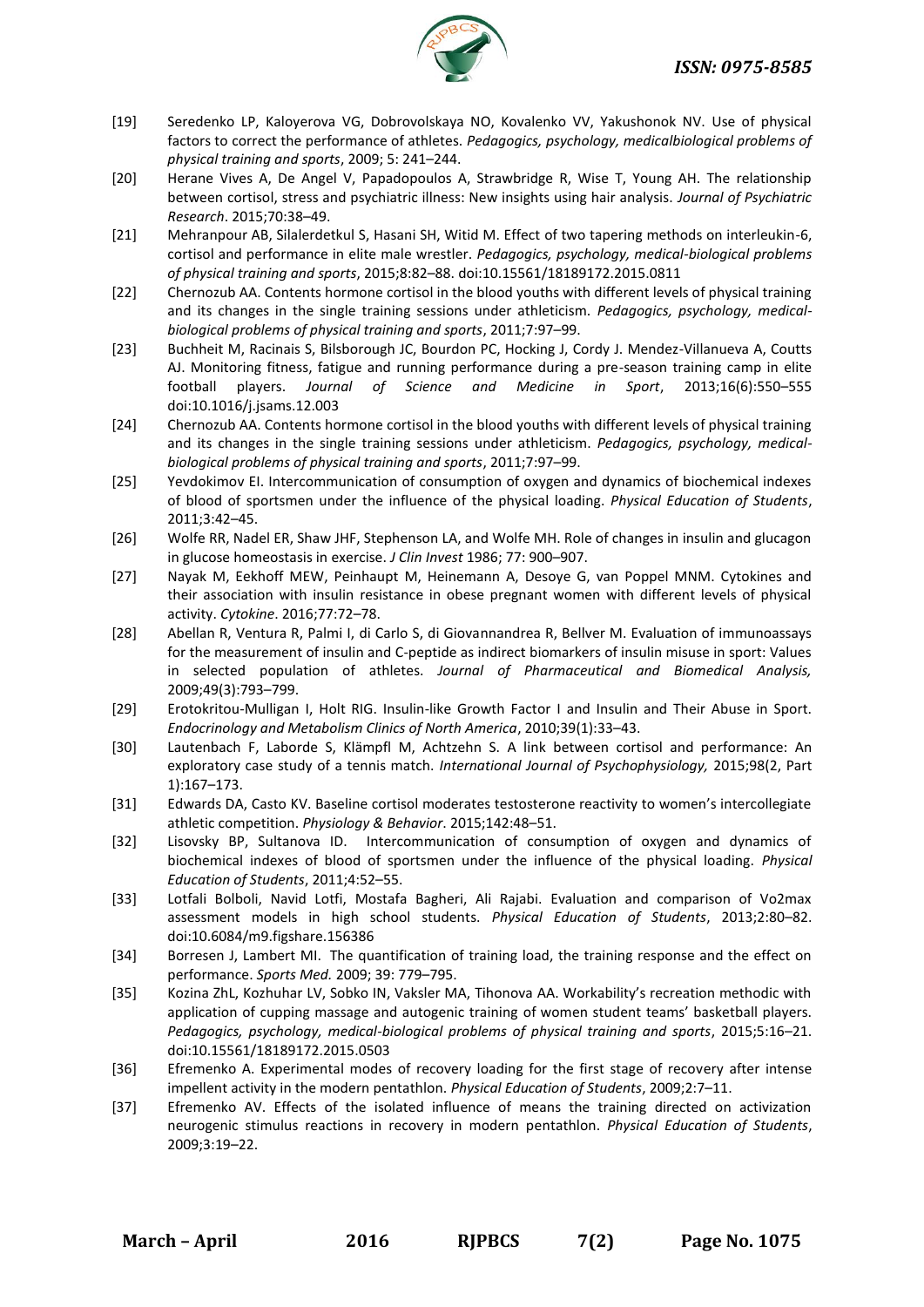[19] Seredenko LP, Kaloyerova VG, Dobrovolskaya NO, Kovalenko VV, Yakushonok NV. Use of physical factors to correct the performance of athletes. *Pedagogics, psychology, medicalbiological problems of physical training and sports*, 2009; 5: 241–244.

[20] Herane Vives A, De Angel V, Papadopoulos A, Strawbridge R, Wise T, Young AH. The relationship between cortisol, stress and psychiatric illness: New insights using hair analysis. *Journal of Psychiatric Research*. 2015;70:38–49.

[21] Mehranpour AB, Silalerdetkul S, Hasani SH, Witid M. Effect of two tapering methods on interleukin-6, cortisol and performance in elite male wrestler. *Pedagogics, psychology, medical-biological problems of physical training and sports*, 2015;8:82–88. doi:10.15561/18189172.2015.0811

[22] Chernozub AA. Contents hormone cortisol in the blood youths with different levels of physical training and its changes in the single training sessions under athleticism. *Pedagogics, psychology, medical-biological problems of physical training and sports*, 2011;7:97–99.

[23] Buchheit M, Racinais S, Bilsborough JC, Bourdon PC, Hocking J, Cordy J. Mendez-Villanueva A, Coutts AJ. Monitoring fitness, fatigue and running performance during a pre-season training camp in elite football players. *Journal of Science and Medicine in Sport*, 2013;16(6):550–555 doi:10.1016/j.jsams.12.003

[24] Chernozub AA. Contents hormone cortisol in the blood youths with different levels of physical training and its changes in the single training sessions under athleticism. *Pedagogics, psychology, medical-biological problems of physical training and sports*, 2011;7:97–99.

[25] Yevdokimov EI. Intercommunication of consumption of oxygen and dynamics of biochemical indexes of blood of sportsmen under the influence of the physical loading. *Physical Education of Students*, 2011;3:42–45.

[26] Wolfe RR, Nadel ER, Shaw JHF, Stephenson LA, and Wolfe MH. Role of changes in insulin and glucagon in glucose homeostasis in exercise. *J Clin Invest* 1986; 77: 900–907.

[27] Nayak M, Eekhoff MEW, Peinhaupt M, Heinemann A, Desoye G, van Poppel MNM. Cytokines and their association with insulin resistance in obese pregnant women with different levels of physical activity. *Cytokine*. 2016;77:72–78.

[28] Abellan R, Ventura R, Palmi I, di Carlo S, di Giovannandrea R, Bellver M. Evaluation of immunoassays for the measurement of insulin and C-peptide as indirect biomarkers of insulin misuse in sport: Values in selected population of athletes. *Journal of Pharmaceutical and Biomedical Analysis,* 2009;49(3):793–799.

[29] Erotokritou-Mulligan I, Holt RIG. Insulin-like Growth Factor I and Insulin and Their Abuse in Sport. *Endocrinology and Metabolism Clinics of North America*, 2010;39(1):33–43.

[30] Lautenbach F, Laborde S, Klämpfl M, Achtzehn S. A link between cortisol and performance: An exploratory case study of a tennis match. *International Journal of Psychophysiology,* 2015;98(2, Part 1):167–173.

[31] Edwards DA, Casto KV. Baseline cortisol moderates testosterone reactivity to women's intercollegiate athletic competition. *Physiology & Behavior*. 2015;142:48–51.

[32] Lisovsky BP, Sultanova ID. Intercommunication of consumption of oxygen and dynamics of biochemical indexes of blood of sportsmen under the influence of the physical loading. *Physical Education of Students*, 2011;4:52–55.

[33] Lotfali Bolboli, Navid Lotfi, Mostafa Bagheri, Ali Rajabi. Evaluation and comparison of Vo2max assessment models in high school students. *Physical Education of Students*, 2013;2:80–82. doi:10.6084/m9.figshare.156386

[34] Borresen J, Lambert MI. The quantification of training load, the training response and the effect on performance. *Sports Med.* 2009; 39: 779–795.

[35] Kozina ZhL, Kozhuhar LV, Sobko IN, Vaksler MA, Tihonova AA. Workability's recreation methodic with application of cupping massage and autogenic training of women student teams' basketball players. *Pedagogics, psychology, medical-biological problems of physical training and sports*, 2015;5:16–21. doi:10.15561/18189172.2015.0503

[36] Efremenko A. Experimental modes of recovery loading for the first stage of recovery after intense impellent activity in the modern pentathlon. *Physical Education of Students*, 2009;2:7–11.

[37] Efremenko AV. Effects of the isolated influence of means the training directed on activization neurogenic stimulus reactions in recovery in modern pentathlon. *Physical Education of Students*, 2009;3:19–22.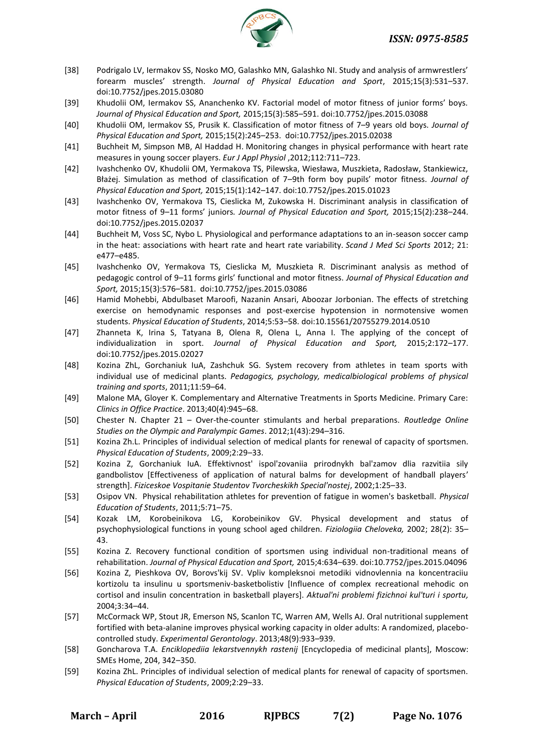[38] Podrigalo LV, Iermakov SS, Nosko MO, Galashko MN, Galashko NI. Study and analysis of armwrestlers' forearm muscles' strength. *Journal of Physical Education and Sport*, 2015;15(3):531–537. doi:10.7752/jpes.2015.03080

[39] Khudolii OM, Iermakov SS, Ananchenko KV. Factorial model of motor fitness of junior forms' boys. *Journal of Physical Education and Sport,* 2015;15(3):585–591. doi:10.7752/jpes.2015.03088

[40] Khudolii OM, Iermakov SS, Prusik K. Classification of motor fitness of 7–9 years old boys. *Journal of Physical Education and Sport,* 2015;15(2):245–253. doi:10.7752/jpes.2015.02038

[41] Buchheit M, Simpson MB, Al Haddad H. Monitoring changes in physical performance with heart rate measures in young soccer players. *Eur J Appl Physiol* ,2012;112:711–723.

[42] Ivashchenko OV, Khudolii OM, Yermakova TS, Pilewska, Wiesława, Muszkieta, Radosław, Stankiewicz, Błażej. Simulation as method of classification of 7–9th form boy pupils' motor fitness. *Journal of Physical Education and Sport,* 2015;15(1):142–147. doi:10.7752/jpes.2015.01023

[43] Ivashchenko OV, Yermakova TS, Cieslicka M, Zukowska H. Discriminant analysis in classification of motor fitness of 9–11 forms' juniors. *Journal of Physical Education and Sport,* 2015;15(2):238–244. doi:10.7752/jpes.2015.02037

[44] Buchheit M, Voss SC, Nybo L. Physiological and performance adaptations to an in-season soccer camp in the heat: associations with heart rate and heart rate variability. *Scand J Med Sci Sports* 2012; 21: e477–e485.

[45] Ivashchenko OV, Yermakova TS, Cieslicka M, Muszkieta R. Discriminant analysis as method of pedagogic control of 9–11 forms girls' functional and motor fitness. *Journal of Physical Education and Sport,* 2015;15(3):576–581. doi:10.7752/jpes.2015.03086

[46] Hamid Mohebbi, Abdulbaset Maroofi, Nazanin Ansari, Aboozar Jorbonian. The effects of stretching exercise on hemodynamic responses and post-exercise hypotension in normotensive women students. *Physical Education of Students*, 2014;5:53–58. doi:10.15561/20755279.2014.0510

[47] Zhanneta K, Irina S, Tatyana B, Olena R, Olena L, Anna I. The applying of the concept of individualization in sport. *Journal of Physical Education and Sport,* 2015;2:172–177. doi:10.7752/jpes.2015.02027

[48] Kozina ZhL, Gorchaniuk IuA, Zashchuk SG. System recovery from athletes in team sports with individual use of medicinal plants. *Pedagogics, psychology, medicalbiological problems of physical training and sports*, 2011;11:59–64.

[49] Malone MA, Gloyer K. Complementary and Alternative Treatments in Sports Medicine. Primary Care: *Clinics in Office Practice*. 2013;40(4):945–68.

[50] Chester N. Chapter 21 – Over-the-counter stimulants and herbal preparations. *Routledge Online Studies on the Olympic and Paralympic Games*. 2012;1(43):294–316.

[51] Kozina Zh.L. Principles of individual selection of medical plants for renewal of capacity of sportsmen. *Physical Education of Students*, 2009;2:29–33.

[52] Kozina Z, Gorchaniuk IuA. Effektivnost' ispol'zovaniia prirodnykh bal'zamov dlia razvitiia sily gandbolistov [Effectiveness of application of natural balms for development of handball players' strength]. *Fiziceskoe Vospitanie Studentov Tvorcheskikh Special'nostej*, 2002;1:25–33.

[53] Osipov VN. Physical rehabilitation athletes for prevention of fatigue in women's basketball. *Physical Education of Students*, 2011;5:71–75.

[54] Kozak LM, Korobeinikova LG, Korobeinikov GV. Physical development and status of psychophysiological functions in young school aged children. *Fiziologiia Cheloveka,* 2002; 28(2): 35–43.

[55] Kozina Z. Recovery functional condition of sportsmen using individual non-traditional means of rehabilitation. *Journal of Physical Education and Sport,* 2015;4:634–639. doi:10.7752/jpes.2015.04096

[56] Kozina Z, Pieshkova OV, Borovs'kij SV. Vpliv kompleksnoi metodiki vidnovlennia na koncentraciiu kortizolu ta insulinu u sportsmeniv-basketbolistiv [Influence of complex recreational mehodic on cortisol and insulin concentration in basketball players]. *Aktual'ni problemi fizichnoi kul'turi i sportu,* 2004;3:34–44.

[57] McCormack WP, Stout JR, Emerson NS, Scanlon TC, Warren AM, Wells AJ. Oral nutritional supplement fortified with beta-alanine improves physical working capacity in older adults: A randomized, placebo-controlled study. *Experimental Gerontology*. 2013;48(9):933–939.

[58] Goncharova T.A. *Enciklopediia lekarstvennykh rastenij* [Encyclopedia of medicinal plants], Moscow: SMEs Home, 204, 342–350.

[59] Kozina ZhL. Principles of individual selection of medical plants for renewal of capacity of sportsmen. *Physical Education of Students*, 2009;2:29–33.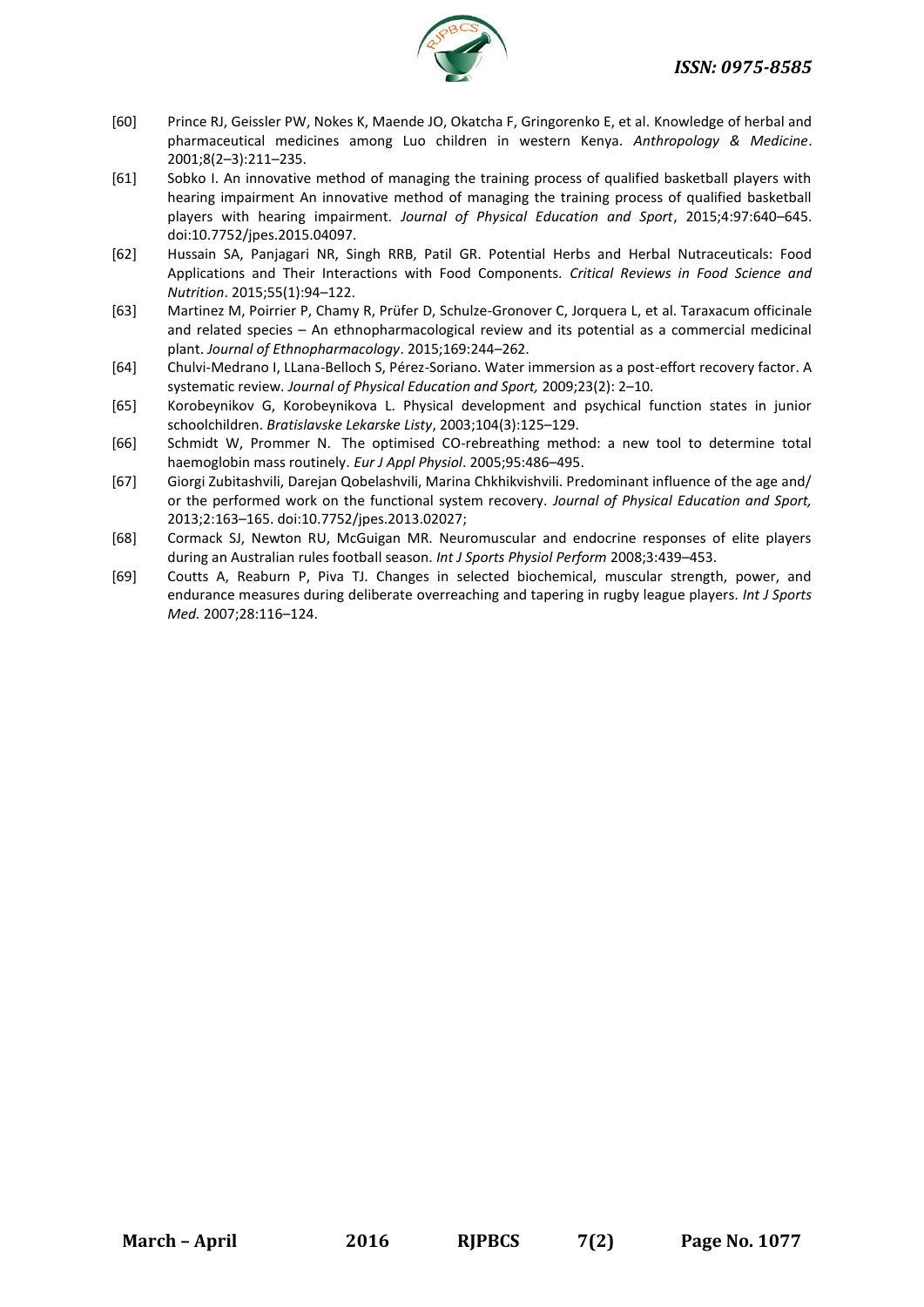[60] Prince RJ, Geissler PW, Nokes K, Maende JO, Okatcha F, Gringorenko E, et al. Knowledge of herbal and pharmaceutical medicines among Luo children in western Kenya. *Anthropology & Medicine*. 2001;8(2–3):211–235.

[61] Sobko I. An innovative method of managing the training process of qualified basketball players with hearing impairment An innovative method of managing the training process of qualified basketball players with hearing impairment. *Journal of Physical Education and Sport*, 2015;4:97:640–645. doi:10.7752/jpes.2015.04097.

[62] Hussain SA, Panjagari NR, Singh RRB, Patil GR. Potential Herbs and Herbal Nutraceuticals: Food Applications and Their Interactions with Food Components. *Critical Reviews in Food Science and Nutrition*. 2015;55(1):94–122.

[63] Martinez M, Poirrier P, Chamy R, Prüfer D, Schulze-Gronover C, Jorquera L, et al. Taraxacum officinale and related species – An ethnopharmacological review and its potential as a commercial medicinal plant. *Journal of Ethnopharmacology*. 2015;169:244–262.

[64] Chulvi-Medrano I, LLana-Belloch S, Pérez-Soriano. Water immersion as a post-effort recovery factor. A systematic review. *Journal of Physical Education and Sport,* 2009;23(2): 2–10.

[65] Korobeynikov G, Korobeynikova L. Physical development and psychical function states in junior schoolchildren. *Bratislavske Lekarske Listy*, 2003;104(3):125–129.

[66] Schmidt W, Prommer N. The optimised CO-rebreathing method: a new tool to determine total haemoglobin mass routinely. *Eur J Appl Physiol*. 2005;95:486–495.

[67] Giorgi Zubitashvili, Darejan Qobelashvili, Marina Chkhikvishvili. Predominant influence of the age and/ or the performed work on the functional system recovery. *Journal of Physical Education and Sport,* 2013;2:163–165. doi:10.7752/jpes.2013.02027;

[68] Cormack SJ, Newton RU, McGuigan MR. Neuromuscular and endocrine responses of elite players during an Australian rules football season. *Int J Sports Physiol Perform* 2008;3:439–453.

[69] Coutts A, Reaburn P, Piva TJ. Changes in selected biochemical, muscular strength, power, and endurance measures during deliberate overreaching and tapering in rugby league players. *Int J Sports Med.* 2007;28:116–124.